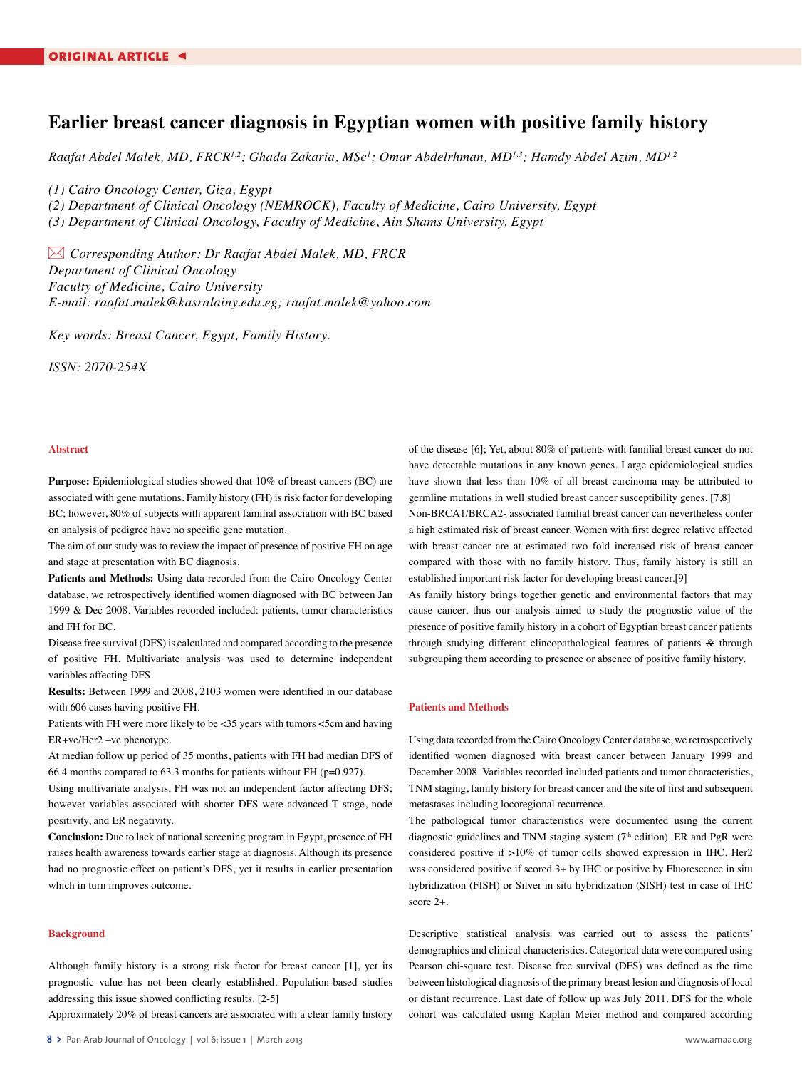ORIGINAL ARTICLE

# Earlier breast cancer diagnosis in Egyptian women with positive family history

*Raafat Abdel Malek, MD, FRCR[1,2]; Ghada Zakaria, MSc[1]; Omar Abdelrhman, MD[1,3]; Hamdy Abdel Azim, MD[1,2]*

*(1) Cairo Oncology Center, Giza, Egypt*
*(2) Department of Clinical Oncology (NEMROCK), Faculty of Medicine, Cairo University, Egypt*
*(3) Department of Clinical Oncology, Faculty of Medicine, Ain Shams University, Egypt*

*Corresponding Author: Dr Raafat Abdel Malek, MD, FRCR*
*Department of Clinical Oncology*
*Faculty of Medicine, Cairo University*
*E-mail: raafat.malek@kasralainy.edu.eg; raafat.malek@yahoo.com*

*Key words: Breast Cancer, Egypt, Family History.*

*ISSN: 2070-254X*

## Abstract

**Purpose:** Epidemiological studies showed that 10% of breast cancers (BC) are associated with gene mutations. Family history (FH) is risk factor for developing BC; however, 80% of subjects with apparent familial association with BC based on analysis of pedigree have no specific gene mutation.

The aim of our study was to review the impact of presence of positive FH on age and stage at presentation with BC diagnosis.

**Patients and Methods:** Using data recorded from the Cairo Oncology Center database, we retrospectively identified women diagnosed with BC between Jan 1999 & Dec 2008. Variables recorded included: patients, tumor characteristics and FH for BC.

Disease free survival (DFS) is calculated and compared according to the presence of positive FH. Multivariate analysis was used to determine independent variables affecting DFS.

**Results:** Between 1999 and 2008, 2103 women were identified in our database with 606 cases having positive FH.

Patients with FH were more likely to be <35 years with tumors <5cm and having ER+ve/Her2 –ve phenotype.

At median follow up period of 35 months, patients with FH had median DFS of 66.4 months compared to 63.3 months for patients without FH (p=0.927).

Using multivariate analysis, FH was not an independent factor affecting DFS; however variables associated with shorter DFS were advanced T stage, node positivity, and ER negativity.

**Conclusion:** Due to lack of national screening program in Egypt, presence of FH raises health awareness towards earlier stage at diagnosis. Although its presence had no prognostic effect on patient's DFS, yet it results in earlier presentation which in turn improves outcome.

## Background

Although family history is a strong risk factor for breast cancer [1], yet its prognostic value has not been clearly established. Population-based studies addressing this issue showed conflicting results. [2-5]

Approximately 20% of breast cancers are associated with a clear family history of the disease [6]; Yet, about 80% of patients with familial breast cancer do not have detectable mutations in any known genes. Large epidemiological studies have shown that less than 10% of all breast carcinoma may be attributed to germline mutations in well studied breast cancer susceptibility genes. [7,8]

Non-BRCA1/BRCA2- associated familial breast cancer can nevertheless confer a high estimated risk of breast cancer. Women with first degree relative affected with breast cancer are at estimated two fold increased risk of breast cancer compared with those with no family history. Thus, family history is still an established important risk factor for developing breast cancer.[9]

As family history brings together genetic and environmental factors that may cause cancer, thus our analysis aimed to study the prognostic value of the presence of positive family history in a cohort of Egyptian breast cancer patients through studying different clincopathological features of patients & through subgrouping them according to presence or absence of positive family history.

## Patients and Methods

Using data recorded from the Cairo Oncology Center database, we retrospectively identified women diagnosed with breast cancer between January 1999 and December 2008. Variables recorded included patients and tumor characteristics, TNM staging, family history for breast cancer and the site of first and subsequent metastases including locoregional recurrence.

The pathological tumor characteristics were documented using the current diagnostic guidelines and TNM staging system (7th edition). ER and PgR were considered positive if >10% of tumor cells showed expression in IHC. Her2 was considered positive if scored 3+ by IHC or positive by Fluorescence in situ hybridization (FISH) or Silver in situ hybridization (SISH) test in case of IHC score 2+.

Descriptive statistical analysis was carried out to assess the patients' demographics and clinical characteristics. Categorical data were compared using Pearson chi-square test. Disease free survival (DFS) was defined as the time between histological diagnosis of the primary breast lesion and diagnosis of local or distant recurrence. Last date of follow up was July 2011. DFS for the whole cohort was calculated using Kaplan Meier method and compared according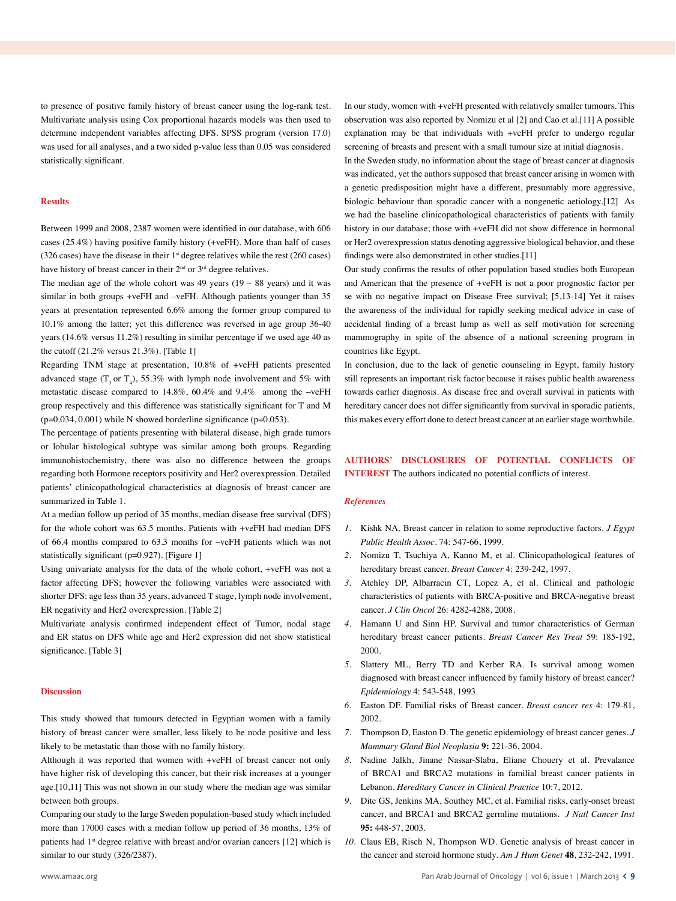to presence of positive family history of breast cancer using the log-rank test. Multivariate analysis using Cox proportional hazards models was then used to determine independent variables affecting DFS. SPSS program (version 17.0) was used for all analyses, and a two sided p-value less than 0.05 was considered statistically significant.

## Results

Between 1999 and 2008, 2387 women were identified in our database, with 606 cases (25.4%) having positive family history (+veFH). More than half of cases (326 cases) have the disease in their 1st degree relatives while the rest (260 cases) have history of breast cancer in their 2nd or 3rd degree relatives.

The median age of the whole cohort was 49 years (19 – 88 years) and it was similar in both groups +veFH and –veFH. Although patients younger than 35 years at presentation represented 6.6% among the former group compared to 10.1% among the latter; yet this difference was reversed in age group 36-40 years (14.6% versus 11.2%) resulting in similar percentage if we used age 40 as the cutoff (21.2% versus 21.3%). [Table 1]

Regarding TNM stage at presentation, 10.8% of +veFH patients presented advanced stage ($T_3$ or $T_4$), 55.3% with lymph node involvement and 5% with metastatic disease compared to 14.8%, 60.4% and 9.4% among the –veFH group respectively and this difference was statistically significant for T and M (p=0.034, 0.001) while N showed borderline significance (p=0.053).

The percentage of patients presenting with bilateral disease, high grade tumors or lobular histological subtype was similar among both groups. Regarding immunohistochemistry, there was also no difference between the groups regarding both Hormone receptors positivity and Her2 overexpression. Detailed patients' clinicopathological characteristics at diagnosis of breast cancer are summarized in Table 1.

At a median follow up period of 35 months, median disease free survival (DFS) for the whole cohort was 63.5 months. Patients with +veFH had median DFS of 66.4 months compared to 63.3 months for –veFH patients which was not statistically significant (p=0.927). [Figure 1]

Using univariate analysis for the data of the whole cohort, +veFH was not a factor affecting DFS; however the following variables were associated with shorter DFS: age less than 35 years, advanced T stage, lymph node involvement, ER negativity and Her2 overexpression. [Table 2]

Multivariate analysis confirmed independent effect of Tumor, nodal stage and ER status on DFS while age and Her2 expression did not show statistical significance. [Table 3]

## Discussion

This study showed that tumours detected in Egyptian women with a family history of breast cancer were smaller, less likely to be node positive and less likely to be metastatic than those with no family history.

Although it was reported that women with +veFH of breast cancer not only have higher risk of developing this cancer, but their risk increases at a younger age.[10,11] This was not shown in our study where the median age was similar between both groups.

Comparing our study to the large Sweden population-based study which included more than 17000 cases with a median follow up period of 36 months, 13% of patients had 1st degree relative with breast and/or ovarian cancers [12] which is similar to our study (326/2387).

In our study, women with +veFH presented with relatively smaller tumours. This observation was also reported by Nomizu et al [2] and Cao et al.[11] A possible explanation may be that individuals with +veFH prefer to undergo regular screening of breasts and present with a small tumour size at initial diagnosis.

In the Sweden study, no information about the stage of breast cancer at diagnosis was indicated, yet the authors supposed that breast cancer arising in women with a genetic predisposition might have a different, presumably more aggressive, biologic behaviour than sporadic cancer with a nongenetic aetiology.[12] As we had the baseline clinicopathological characteristics of patients with family history in our database; those with +veFH did not show difference in hormonal or Her2 overexpression status denoting aggressive biological behavior, and these findings were also demonstrated in other studies.[11]

Our study confirms the results of other population based studies both European and American that the presence of +veFH is not a poor prognostic factor per se with no negative impact on Disease Free survival; [5,13-14] Yet it raises the awareness of the individual for rapidly seeking medical advice in case of accidental finding of a breast lump as well as self motivation for screening mammography in spite of the absence of a national screening program in countries like Egypt.

In conclusion, due to the lack of genetic counseling in Egypt, family history still represents an important risk factor because it raises public health awareness towards earlier diagnosis. As disease free and overall survival in patients with hereditary cancer does not differ significantly from survival in sporadic patients, this makes every effort done to detect breast cancer at an earlier stage worthwhile.

**AUTHORS' DISCLOSURES OF POTENTIAL CONFLICTS OF INTEREST** The authors indicated no potential conflicts of interest.

### *References*

1. Kishk NA. Breast cancer in relation to some reproductive factors. *J Egypt Public Health Assoc*. 74: 547-66, 1999.
2. Nomizu T, Tsuchiya A, Kanno M, et al. Clinicopathological features of hereditary breast cancer. *Breast Cancer* 4: 239-242, 1997.
3. Atchley DP, Albarracin CT, Lopez A, et al. Clinical and pathologic characteristics of patients with BRCA-positive and BRCA-negative breast cancer. *J Clin Oncol* 26: 4282-4288, 2008.
4. Hamann U and Sinn HP. Survival and tumor characteristics of German hereditary breast cancer patients. *Breast Cancer Res Treat* 59: 185-192, 2000.
5. Slattery ML, Berry TD and Kerber RA. Is survival among women diagnosed with breast cancer influenced by family history of breast cancer? *Epidemiology* 4: 543-548, 1993.
6. Easton DF. Familial risks of Breast cancer. *Breast cancer res* 4: 179-81, 2002.
7. Thompson D, Easton D. The genetic epidemiology of breast cancer genes. *J Mammary Gland Biol Neoplasia* **9:** 221-36, 2004.
8. Nadine Jalkh, Jinane Nassar-Slaba, Eliane Chouery et al. Prevalance of BRCA1 and BRCA2 mutations in familial breast cancer patients in Lebanon. *Hereditary Cancer in Clinical Practice* 10:7, 2012.
9. Dite GS, Jenkins MA, Southey MC, et al. Familial risks, early-onset breast cancer, and BRCA1 and BRCA2 germline mutations. *J Natl Cancer Inst* **95:** 448-57, 2003.
10. Claus EB, Risch N, Thompson WD. Genetic analysis of breast cancer in the cancer and steroid hormone study. *Am J Hum Genet* **48**, 232-242, 1991.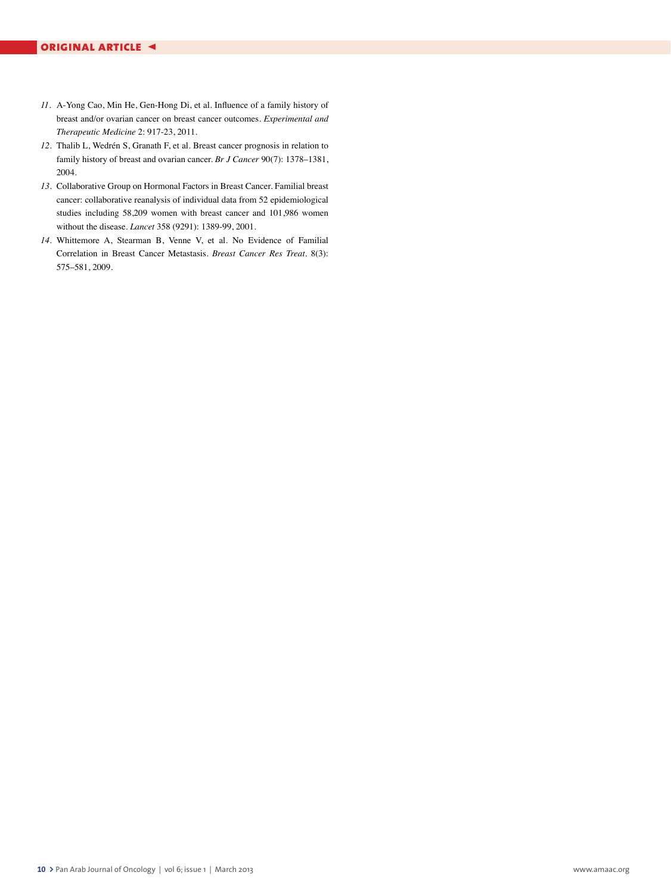11. A-Yong Cao, Min He, Gen-Hong Di, et al. Influence of a family history of breast and/or ovarian cancer on breast cancer outcomes. *Experimental and Therapeutic Medicine* 2: 917-23, 2011.
12. Thalib L, Wedrén S, Granath F, et al. Breast cancer prognosis in relation to family history of breast and ovarian cancer. *Br J Cancer* 90(7): 1378–1381, 2004.
13. Collaborative Group on Hormonal Factors in Breast Cancer. Familial breast cancer: collaborative reanalysis of individual data from 52 epidemiological studies including 58,209 women with breast cancer and 101,986 women without the disease. *Lancet* 358 (9291): 1389-99, 2001.
14. Whittemore A, Stearman B, Venne V, et al. No Evidence of Familial Correlation in Breast Cancer Metastasis. *Breast Cancer Res Treat*. 8(3): 575–581, 2009.